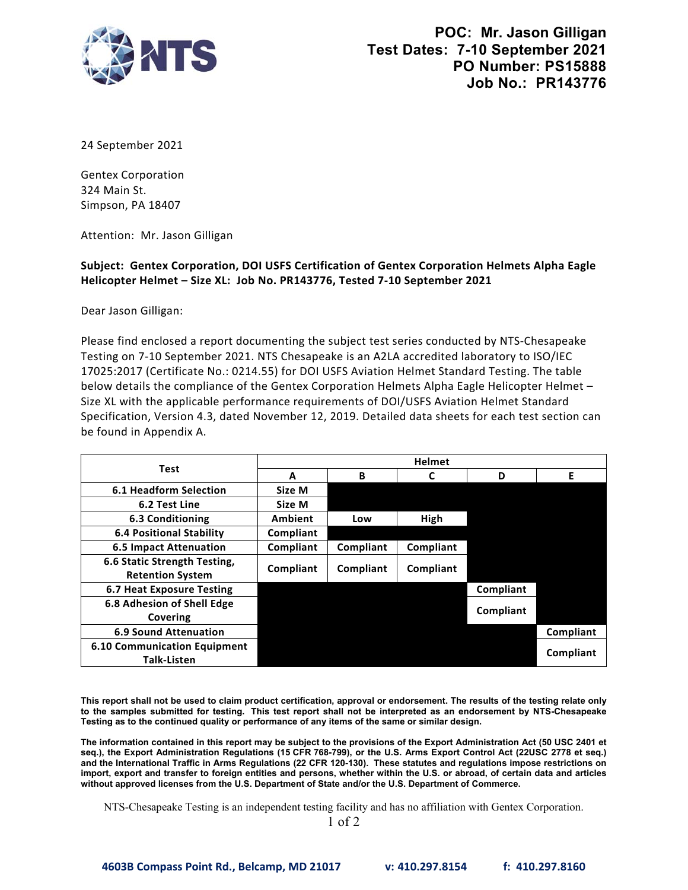**POC: Mr. Jason Gilligan**
**Test Dates: 7-10 September 2021**
**PO Number: PS15888**
**Job No.: PR143776**

24 September 2021

Gentex Corporation
324 Main St.
Simpson, PA 18407

Attention: Mr. Jason Gilligan

**Subject: Gentex Corporation, DOI USFS Certification of Gentex Corporation Helmets Alpha Eagle Helicopter Helmet – Size XL: Job No. PR143776, Tested 7-10 September 2021**

Dear Jason Gilligan:

Please find enclosed a report documenting the subject test series conducted by NTS-Chesapeake Testing on 7-10 September 2021. NTS Chesapeake is an A2LA accredited laboratory to ISO/IEC 17025:2017 (Certificate No.: 0214.55) for DOI USFS Aviation Helmet Standard Testing. The table below details the compliance of the Gentex Corporation Helmets Alpha Eagle Helicopter Helmet – Size XL with the applicable performance requirements of DOI/USFS Aviation Helmet Standard Specification, Version 4.3, dated November 12, 2019. Detailed data sheets for each test section can be found in Appendix A.

| Test | Helmet | | | | |
|---|---|---|---|---|---|
| | **A** | **B** | **C** | **D** | **E** |
| **6.1 Headform Selection** | **Size M** | | | | |
| **6.2 Test Line** | **Size M** | | | | |
| **6.3 Conditioning** | **Ambient** | **Low** | **High** | | |
| **6.4 Positional Stability** | **Compliant** | | | | |
| **6.5 Impact Attenuation** | **Compliant** | **Compliant** | **Compliant** | | |
| **6.6 Static Strength Testing, Retention System** | **Compliant** | **Compliant** | **Compliant** | | |
| **6.7 Heat Exposure Testing** | | | | **Compliant** | |
| **6.8 Adhesion of Shell Edge Covering** | | | | **Compliant** | |
| **6.9 Sound Attenuation** | | | | | **Compliant** |
| **6.10 Communication Equipment Talk-Listen** | | | | | **Compliant** |

**This report shall not be used to claim product certification, approval or endorsement. The results of the testing relate only to the samples submitted for testing. This test report shall not be interpreted as an endorsement by NTS-Chesapeake Testing as to the continued quality or performance of any items of the same or similar design.**

**The information contained in this report may be subject to the provisions of the Export Administration Act (50 USC 2401 et seq.), the Export Administration Regulations (15 CFR 768-799), or the U.S. Arms Export Control Act (22USC 2778 et seq.) and the International Traffic in Arms Regulations (22 CFR 120-130). These statutes and regulations impose restrictions on import, export and transfer to foreign entities and persons, whether within the U.S. or abroad, of certain data and articles without approved licenses from the U.S. Department of State and/or the U.S. Department of Commerce.**

NTS-Chesapeake Testing is an independent testing facility and has no affiliation with Gentex Corporation.

**4603B Compass Point Rd., Belcamp, MD 21017 v: 410.297.8154 f: 410.297.8160**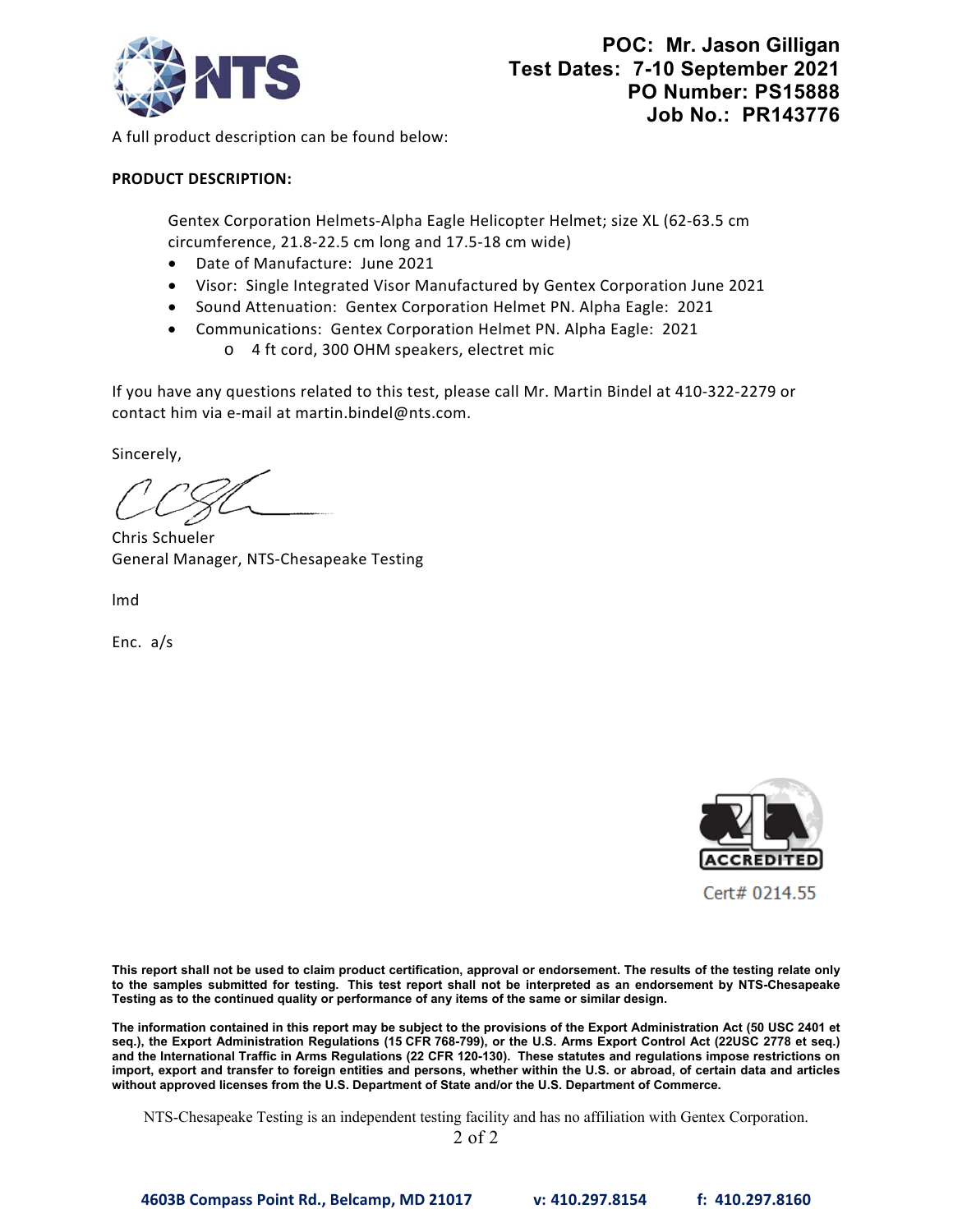**POC: Mr. Jason Gilligan**
**Test Dates: 7-10 September 2021**
**PO Number: PS15888**
**Job No.: PR143776**

A full product description can be found below:

**PRODUCT DESCRIPTION:**

Gentex Corporation Helmets-Alpha Eagle Helicopter Helmet; size XL (62-63.5 cm circumference, 21.8-22.5 cm long and 17.5-18 cm wide)

- Date of Manufacture: June 2021
- Visor: Single Integrated Visor Manufactured by Gentex Corporation June 2021
- Sound Attenuation: Gentex Corporation Helmet PN. Alpha Eagle: 2021
- Communications: Gentex Corporation Helmet PN. Alpha Eagle: 2021
    - 4 ft cord, 300 OHM speakers, electret mic

If you have any questions related to this test, please call Mr. Martin Bindel at 410-322-2279 or contact him via e-mail at martin.bindel@nts.com.

Sincerely,

Chris Schueler
General Manager, NTS-Chesapeake Testing

lmd

Enc. a/s

ACCREDITED
Cert# 0214.55

**This report shall not be used to claim product certification, approval or endorsement. The results of the testing relate only to the samples submitted for testing. This test report shall not be interpreted as an endorsement by NTS-Chesapeake Testing as to the continued quality or performance of any items of the same or similar design.**

**The information contained in this report may be subject to the provisions of the Export Administration Act (50 USC 2401 et seq.), the Export Administration Regulations (15 CFR 768-799), or the U.S. Arms Export Control Act (22USC 2778 et seq.) and the International Traffic in Arms Regulations (22 CFR 120-130). These statutes and regulations impose restrictions on import, export and transfer to foreign entities and persons, whether within the U.S. or abroad, of certain data and articles without approved licenses from the U.S. Department of State and/or the U.S. Department of Commerce.**

NTS-Chesapeake Testing is an independent testing facility and has no affiliation with Gentex Corporation.

**4603B Compass Point Rd., Belcamp, MD 21017 v: 410.297.8154 f: 410.297.8160**